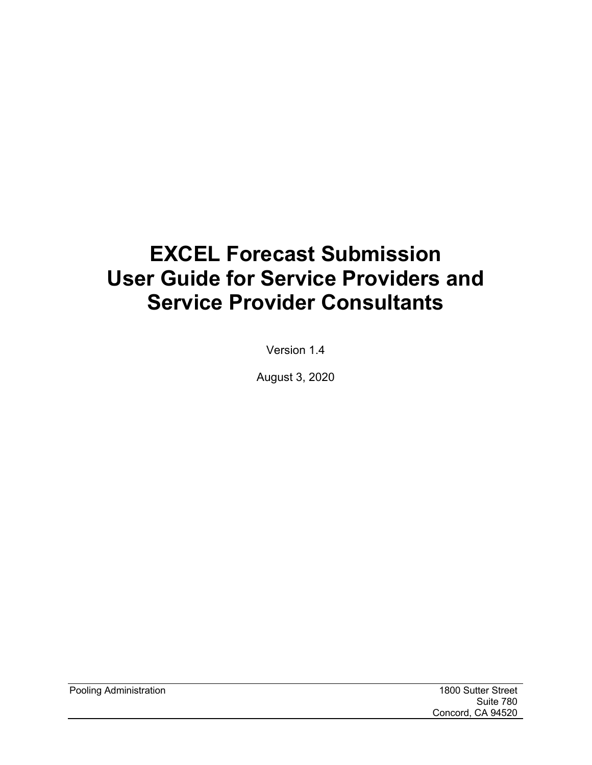# EXCEL Forecast Submission User Guide for Service Providers and Service Provider Consultants

Version 1.4

August 3, 2020

Pooling Administration

1800 Sutter Street
Suite 780
Concord, CA 94520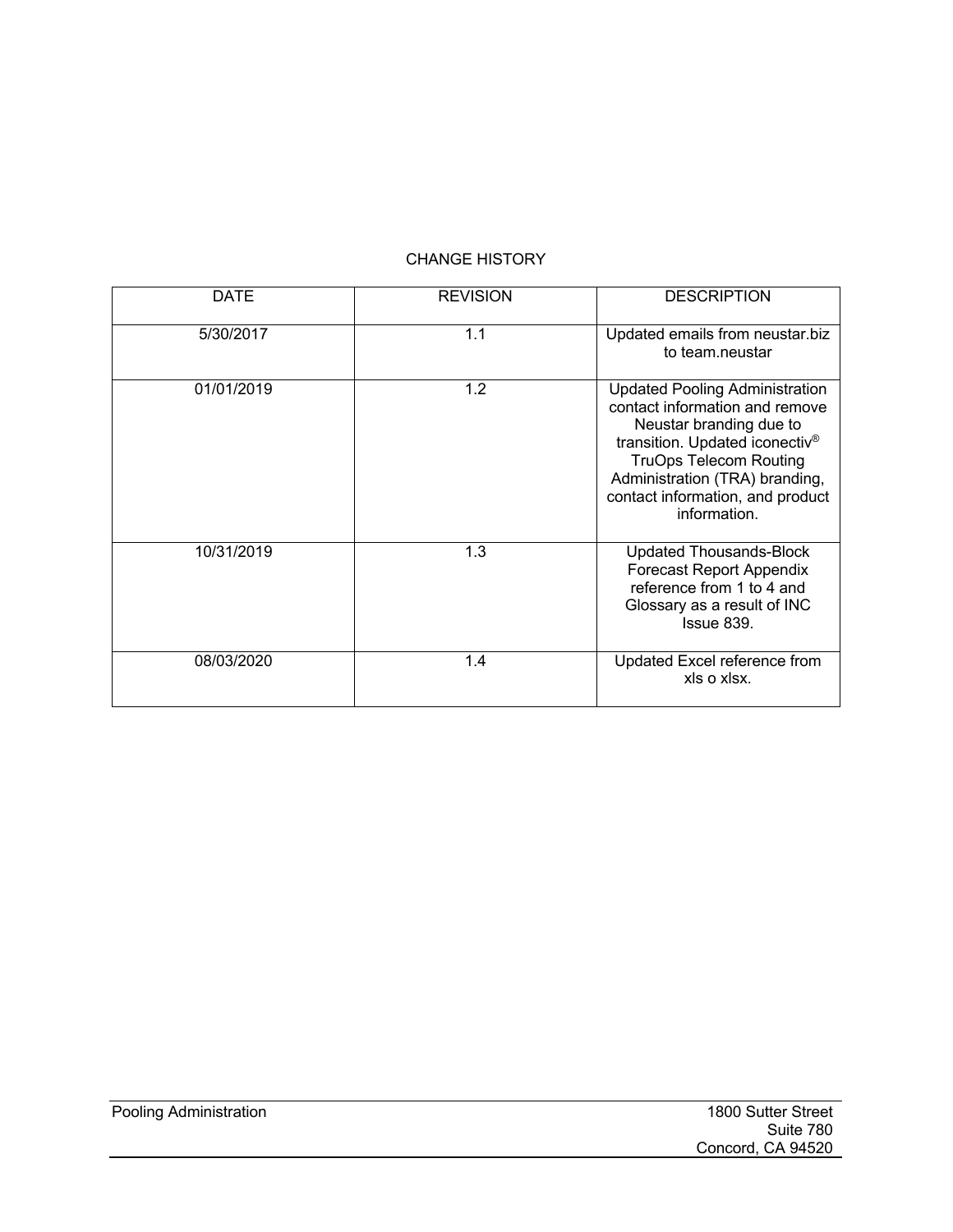CHANGE HISTORY

| DATE | REVISION | DESCRIPTION |
|---|---|---|
| 5/30/2017 | 1.1 | Updated emails from neustar.biz to team.neustar |
| 01/01/2019 | 1.2 | Updated Pooling Administration contact information and remove Neustar branding due to transition. Updated iconectiv® TruOps Telecom Routing Administration (TRA) branding, contact information, and product information. |
| 10/31/2019 | 1.3 | Updated Thousands-Block Forecast Report Appendix reference from 1 to 4 and Glossary as a result of INC Issue 839. |
| 08/03/2020 | 1.4 | Updated Excel reference from xls o xlsx. |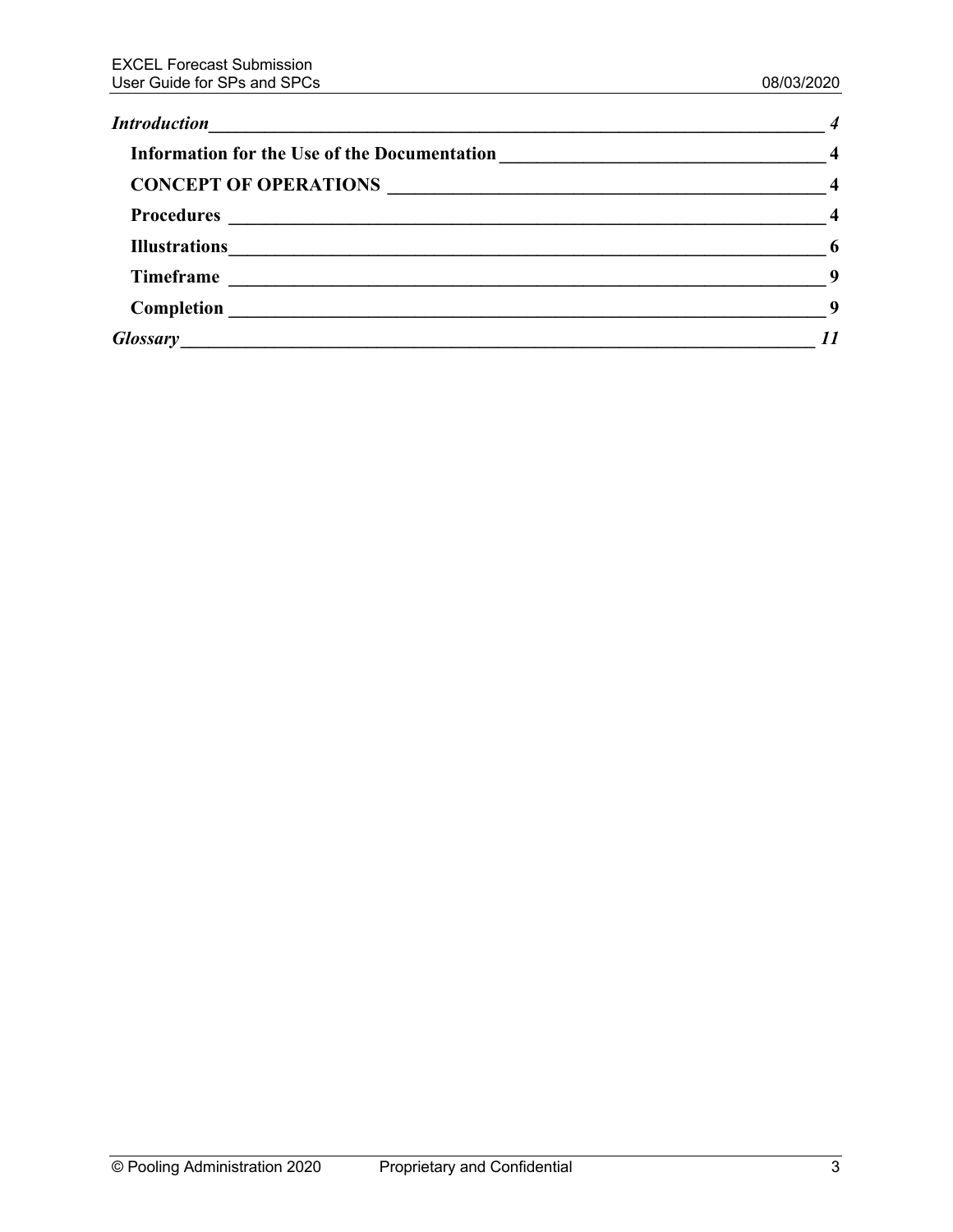*Introduction* 4

- **Information for the Use of the Documentation** 4
- **CONCEPT OF OPERATIONS** 4
- **Procedures** 4
- **Illustrations** 6
- **Timeframe** 9
- **Completion** 9

*Glossary* 11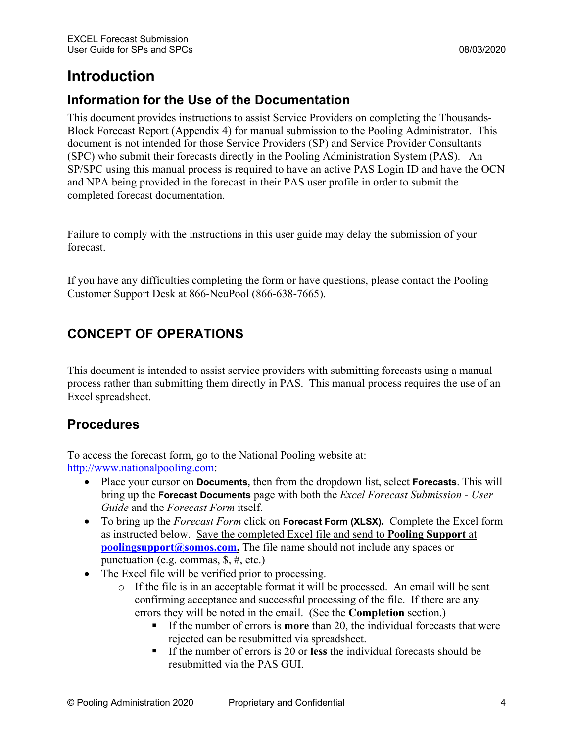# Introduction

## Information for the Use of the Documentation

This document provides instructions to assist Service Providers on completing the Thousands-Block Forecast Report (Appendix 4) for manual submission to the Pooling Administrator. This document is not intended for those Service Providers (SP) and Service Provider Consultants (SPC) who submit their forecasts directly in the Pooling Administration System (PAS). An SP/SPC using this manual process is required to have an active PAS Login ID and have the OCN and NPA being provided in the forecast in their PAS user profile in order to submit the completed forecast documentation.

Failure to comply with the instructions in this user guide may delay the submission of your forecast.

If you have any difficulties completing the form or have questions, please contact the Pooling Customer Support Desk at 866-NeuPool (866-638-7665).

## CONCEPT OF OPERATIONS

This document is intended to assist service providers with submitting forecasts using a manual process rather than submitting them directly in PAS. This manual process requires the use of an Excel spreadsheet.

## Procedures

To access the forecast form, go to the National Pooling website at: http://www.nationalpooling.com:

- Place your cursor on **Documents,** then from the dropdown list, select **Forecasts**. This will bring up the **Forecast Documents** page with both the *Excel Forecast Submission - User Guide* and the *Forecast Form* itself.
- To bring up the *Forecast Form* click on **Forecast Form (XLSX).** Complete the Excel form as instructed below. Save the completed Excel file and send to **Pooling Support** at **poolingsupport@somos.com.** The file name should not include any spaces or punctuation (e.g. commas, $, #, etc.)
- The Excel file will be verified prior to processing.
  - If the file is in an acceptable format it will be processed. An email will be sent confirming acceptance and successful processing of the file. If there are any errors they will be noted in the email. (See the **Completion** section.)
    - If the number of errors is **more** than 20, the individual forecasts that were rejected can be resubmitted via spreadsheet.
    - If the number of errors is 20 or **less** the individual forecasts should be resubmitted via the PAS GUI.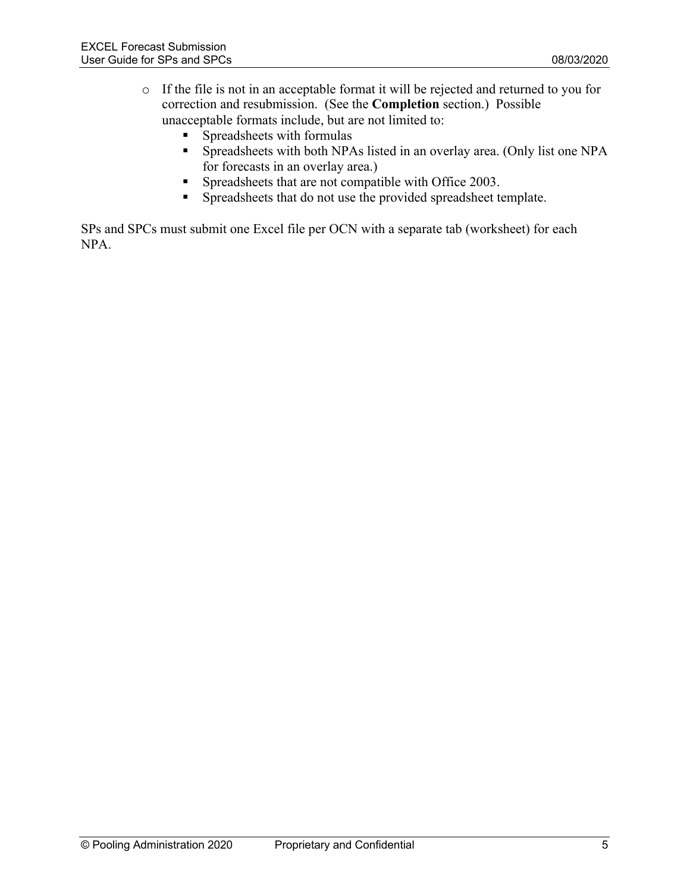- If the file is not in an acceptable format it will be rejected and returned to you for correction and resubmission. (See the **Completion** section.) Possible unacceptable formats include, but are not limited to:
  - Spreadsheets with formulas
  - Spreadsheets with both NPAs listed in an overlay area. (Only list one NPA for forecasts in an overlay area.)
  - Spreadsheets that are not compatible with Office 2003.
  - Spreadsheets that do not use the provided spreadsheet template.

SPs and SPCs must submit one Excel file per OCN with a separate tab (worksheet) for each NPA.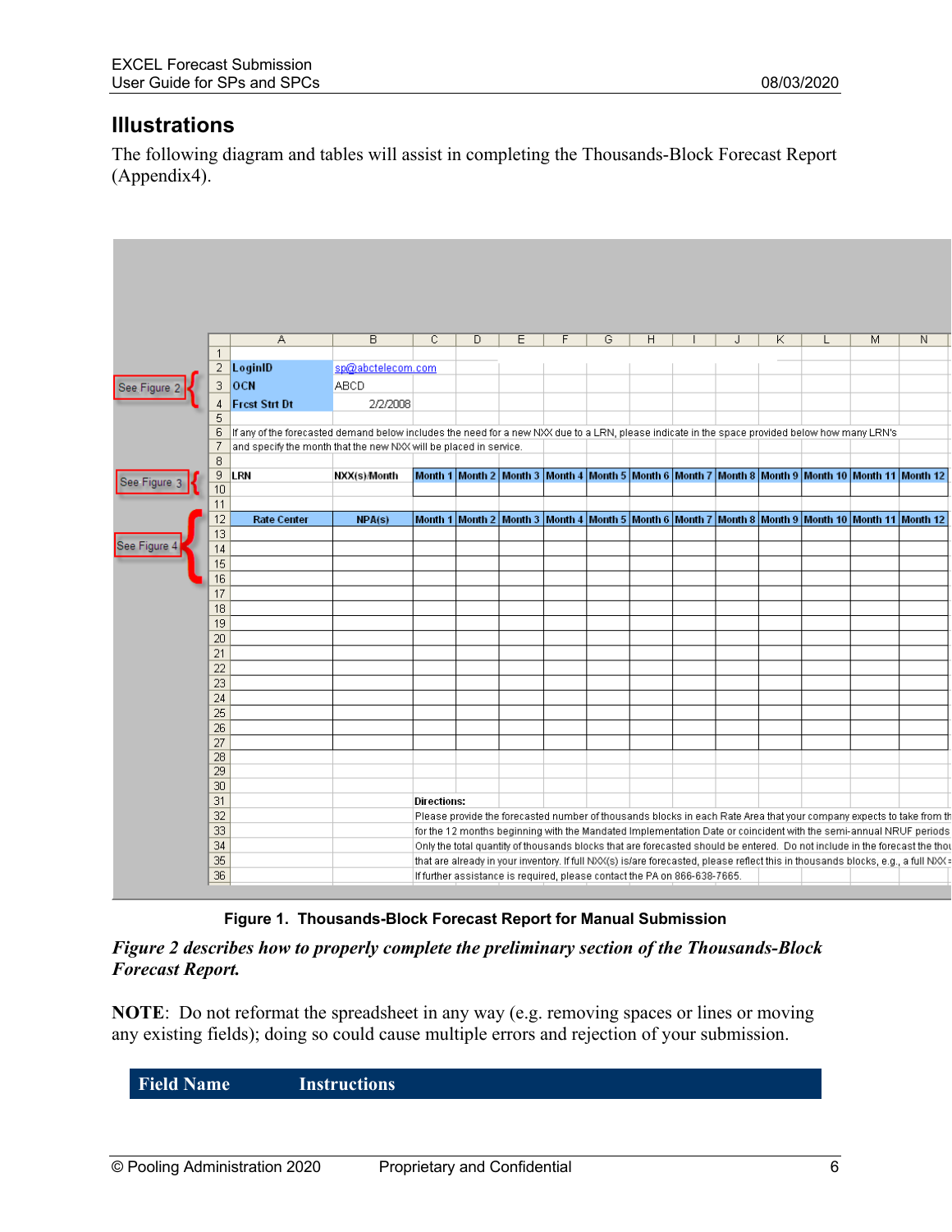## Illustrations

The following diagram and tables will assist in completing the Thousands-Block Forecast Report (Appendix4).

| | A | B | C | D | E | F | G | H | I | J | K | L | M | N |
|---|---|---|---|---|---|---|---|---|---|---|---|---|---|---|
| 1 | | | | | | | | | | | | | | |
| 2 | LoginID | sp@abctelecom.com | | | | | | | | | | | | |
| 3 | OCN | ABCD | | | | | | | | | | | | |
| 4 | Frcst Strt Dt | 2/2/2008 | | | | | | | | | | | | |
| 5 | | | | | | | | | | | | | | |
| 6 | If any of the forecasted demand below includes the need for a new NXX due to a LRN, please indicate in the space provided below how many LRN's | | | | | | | | | | | | | |
| 7 | and specify the month that the new NXX will be placed in service. | | | | | | | | | | | | | |
| 8 | | | | | | | | | | | | | | |
| 9 | LRN | NXX(s)/Month | Month 1 | Month 2 | Month 3 | Month 4 | Month 5 | Month 6 | Month 7 | Month 8 | Month 9 | Month 10 | Month 11 | Month 12 |
| 10 | | | | | | | | | | | | | | |
| 11 | | | | | | | | | | | | | | |
| 12 | Rate Center | NPA(s) | Month 1 | Month 2 | Month 3 | Month 4 | Month 5 | Month 6 | Month 7 | Month 8 | Month 9 | Month 10 | Month 11 | Month 12 |
| 31 | | | Directions: | | | | | | | | | | | |
| 32 | | | Please provide the forecasted number of thousands blocks in each Rate Area that your company expects to take from th | | | | | | | | | | | |
| 33 | | | for the 12 months beginning with the Mandated Implementation Date or coincident with the semi-annual NRUF periods | | | | | | | | | | | |
| 34 | | | Only the total quantity of thousands blocks that are forecasted should be entered. Do not include in the forecast the thou | | | | | | | | | | | |
| 35 | | | that are already in your inventory. If full NXX(s) is/are forecasted, please reflect this in thousands blocks, e.g., a full NXX = | | | | | | | | | | | |
| 36 | | | If further assistance is required, please contact the PA on 866-638-7665. | | | | | | | | | | | |

(Rows 2–4: See Figure 2; Rows 9–10: See Figure 3; Rows 12–16: See Figure 4)

**Figure 1. Thousands-Block Forecast Report for Manual Submission**

***Figure 2 describes how to properly complete the preliminary section of the Thousands-Block Forecast Report.***

**NOTE**: Do not reformat the spreadsheet in any way (e.g. removing spaces or lines or moving any existing fields); doing so could cause multiple errors and rejection of your submission.

| Field Name | Instructions |
|---|---|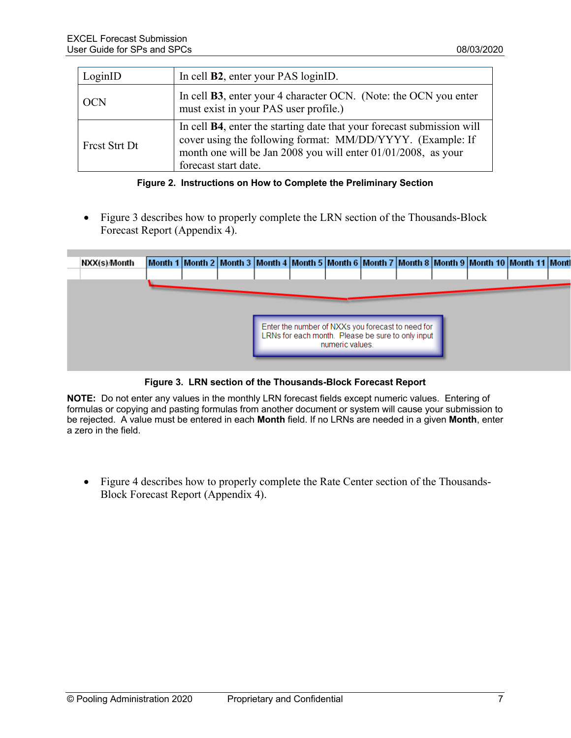| LoginID | In cell **B2**, enter your PAS loginID. |
|---|---|
| OCN | In cell **B3**, enter your 4 character OCN. (Note: the OCN you enter must exist in your PAS user profile.) |
| Frcst Strt Dt | In cell **B4**, enter the starting date that your forecast submission will cover using the following format: MM/DD/YYYY. (Example: If month one will be Jan 2008 you will enter 01/01/2008, as your forecast start date. |

**Figure 2. Instructions on How to Complete the Preliminary Section**

- Figure 3 describes how to properly complete the LRN section of the Thousands-Block Forecast Report (Appendix 4).

| NXX(s)/Month | Month 1 | Month 2 | Month 3 | Month 4 | Month 5 | Month 6 | Month 7 | Month 8 | Month 9 | Month 10 | Month 11 | Month |
|---|---|---|---|---|---|---|---|---|---|---|---|---|
| | | | | | | | | | | | | |

Enter the number of NXXs you forecast to need for LRNs for each month. Please be sure to only input numeric values.

**Figure 3. LRN section of the Thousands-Block Forecast Report**

**NOTE:** Do not enter any values in the monthly LRN forecast fields except numeric values. Entering of formulas or copying and pasting formulas from another document or system will cause your submission to be rejected. A value must be entered in each **Month** field. If no LRNs are needed in a given **Month**, enter a zero in the field.

- Figure 4 describes how to properly complete the Rate Center section of the Thousands-Block Forecast Report (Appendix 4).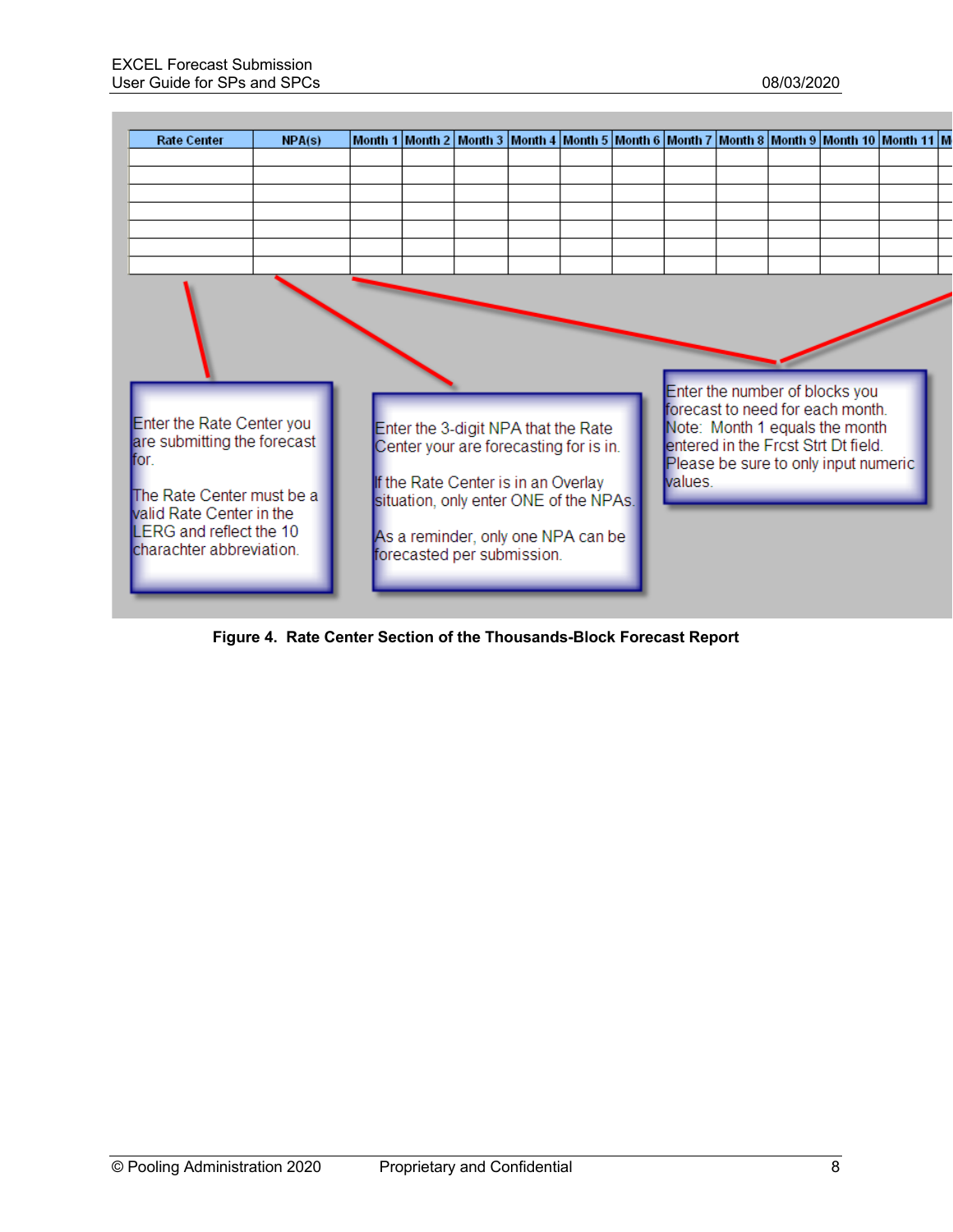| Rate Center | NPA(s) | Month 1 | Month 2 | Month 3 | Month 4 | Month 5 | Month 6 | Month 7 | Month 8 | Month 9 | Month 10 | Month 11 | M |
|---|---|---|---|---|---|---|---|---|---|---|---|---|---|
| | | | | | | | | | | | | | |
| | | | | | | | | | | | | | |
| | | | | | | | | | | | | | |
| | | | | | | | | | | | | | |
| | | | | | | | | | | | | | |
| | | | | | | | | | | | | | |
| | | | | | | | | | | | | | |

Enter the Rate Center you are submitting the forecast for.

The Rate Center must be a valid Rate Center in the LERG and reflect the 10 charachter abbreviation.

Enter the 3-digit NPA that the Rate Center your are forecasting for is in.

If the Rate Center is in an Overlay situation, only enter ONE of the NPAs.

As a reminder, only one NPA can be forecasted per submission.

Enter the number of blocks you forecast to need for each month. Note: Month 1 equals the month entered in the Frcst Strt Dt field. Please be sure to only input numeric values.

**Figure 4. Rate Center Section of the Thousands-Block Forecast Report**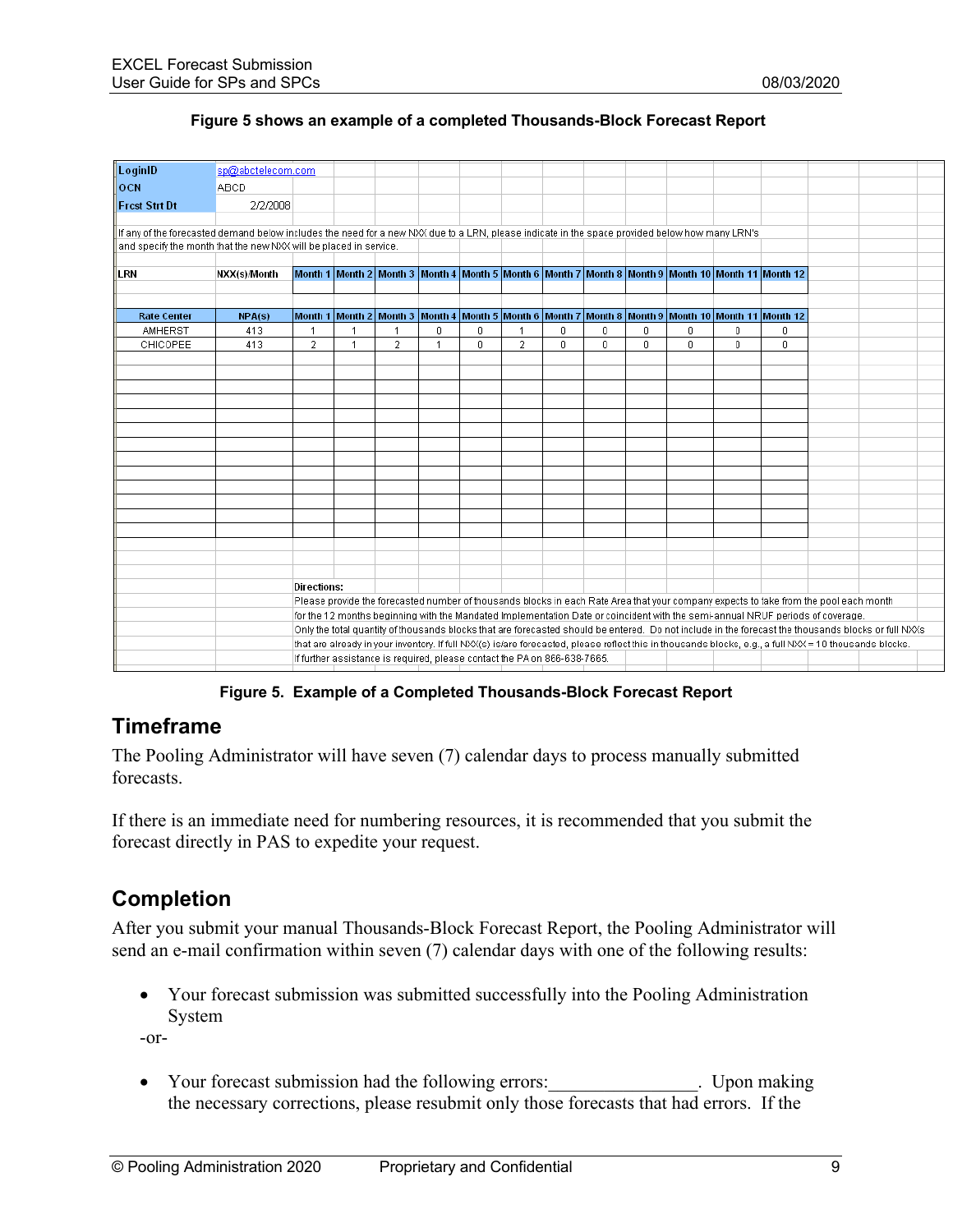**Figure 5 shows an example of a completed Thousands-Block Forecast Report**

| LoginID | sp@abctelecom.com | | | | | | | | | | | |
|---|---|---|---|---|---|---|---|---|---|---|---|---|
| OCN | ABCD | | | | | | | | | | | |
| Frcst Strt Dt | 2/2/2008 | | | | | | | | | | | |

If any of the forecasted demand below includes the need for a new NXX due to a LRN, please indicate in the space provided below how many LRN's and specify the month that the new NXX will be placed in service.

| LRN | NXX(s)/Month | Month 1 | Month 2 | Month 3 | Month 4 | Month 5 | Month 6 | Month 7 | Month 8 | Month 9 | Month 10 | Month 11 | Month 12 |
|---|---|---|---|---|---|---|---|---|---|---|---|---|---|
| | | | | | | | | | | | | | |

| Rate Center | NPA(s) | Month 1 | Month 2 | Month 3 | Month 4 | Month 5 | Month 6 | Month 7 | Month 8 | Month 9 | Month 10 | Month 11 | Month 12 |
|---|---|---|---|---|---|---|---|---|---|---|---|---|---|
| AMHERST | 413 | 1 | 1 | 1 | 0 | 0 | 1 | 0 | 0 | 0 | 0 | 0 | 0 |
| CHICOPEE | 413 | 2 | 1 | 2 | 1 | 0 | 2 | 0 | 0 | 0 | 0 | 0 | 0 |

**Directions:**
Please provide the forecasted number of thousands blocks in each Rate Area that your company expects to take from the pool each month for the 12 months beginning with the Mandated Implementation Date or coincident with the semi-annual NRUF periods of coverage.
Only the total quantity of thousands blocks that are forecasted should be entered. Do not include in the forecast the thousands blocks or full NXXs that are already in your inventory. If full NXX(s) is/are forecasted, please reflect this in thousands blocks, e.g., a full NXX = 10 thousands blocks.
If further assistance is required, please contact the PA on 866-638-7665.

**Figure 5. Example of a Completed Thousands-Block Forecast Report**

## Timeframe

The Pooling Administrator will have seven (7) calendar days to process manually submitted forecasts.

If there is an immediate need for numbering resources, it is recommended that you submit the forecast directly in PAS to expedite your request.

## Completion

After you submit your manual Thousands-Block Forecast Report, the Pooling Administrator will send an e-mail confirmation within seven (7) calendar days with one of the following results:

- Your forecast submission was submitted successfully into the Pooling Administration System

-or-

- Your forecast submission had the following errors:________________. Upon making the necessary corrections, please resubmit only those forecasts that had errors. If the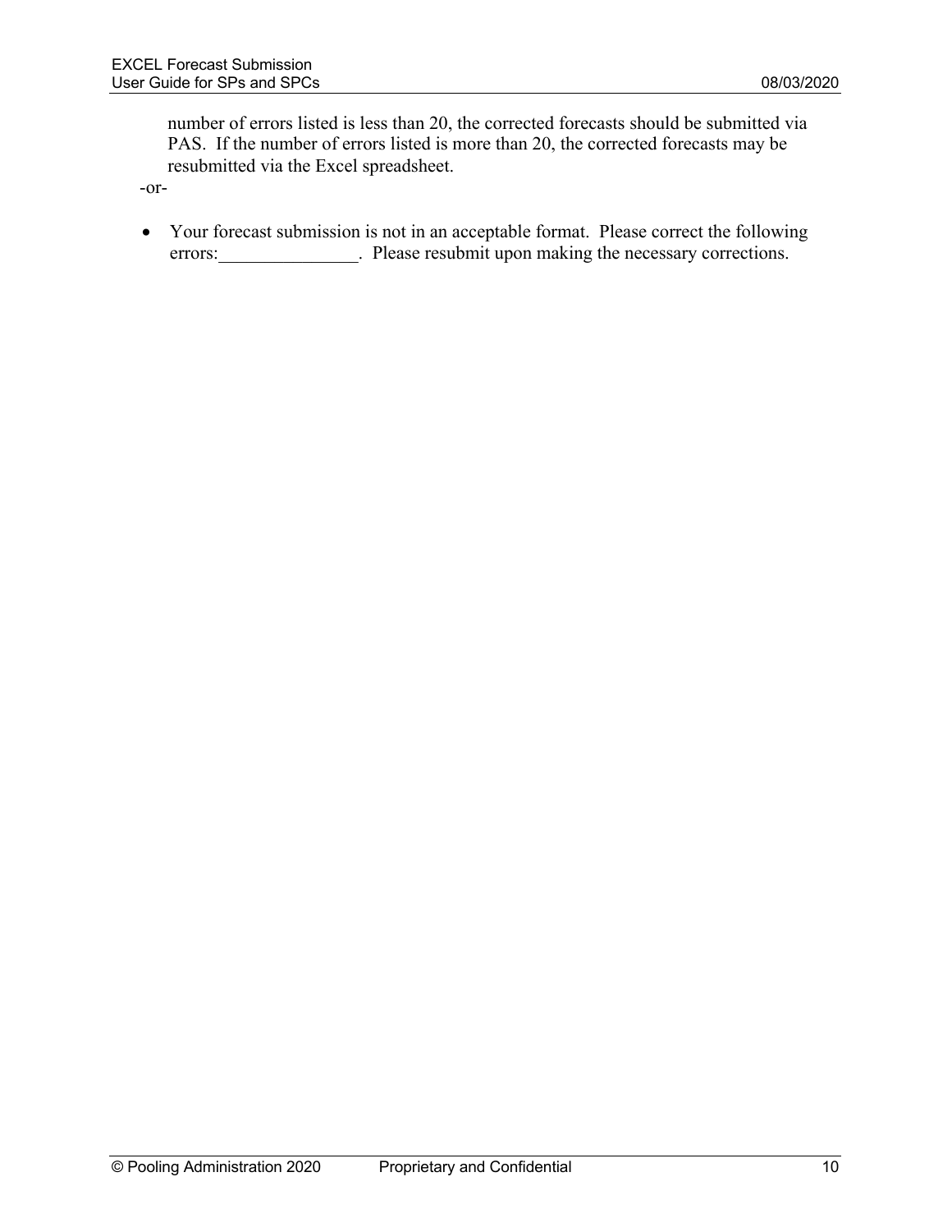number of errors listed is less than 20, the corrected forecasts should be submitted via PAS. If the number of errors listed is more than 20, the corrected forecasts may be resubmitted via the Excel spreadsheet.

-or-

- Your forecast submission is not in an acceptable format. Please correct the following errors:_______________. Please resubmit upon making the necessary corrections.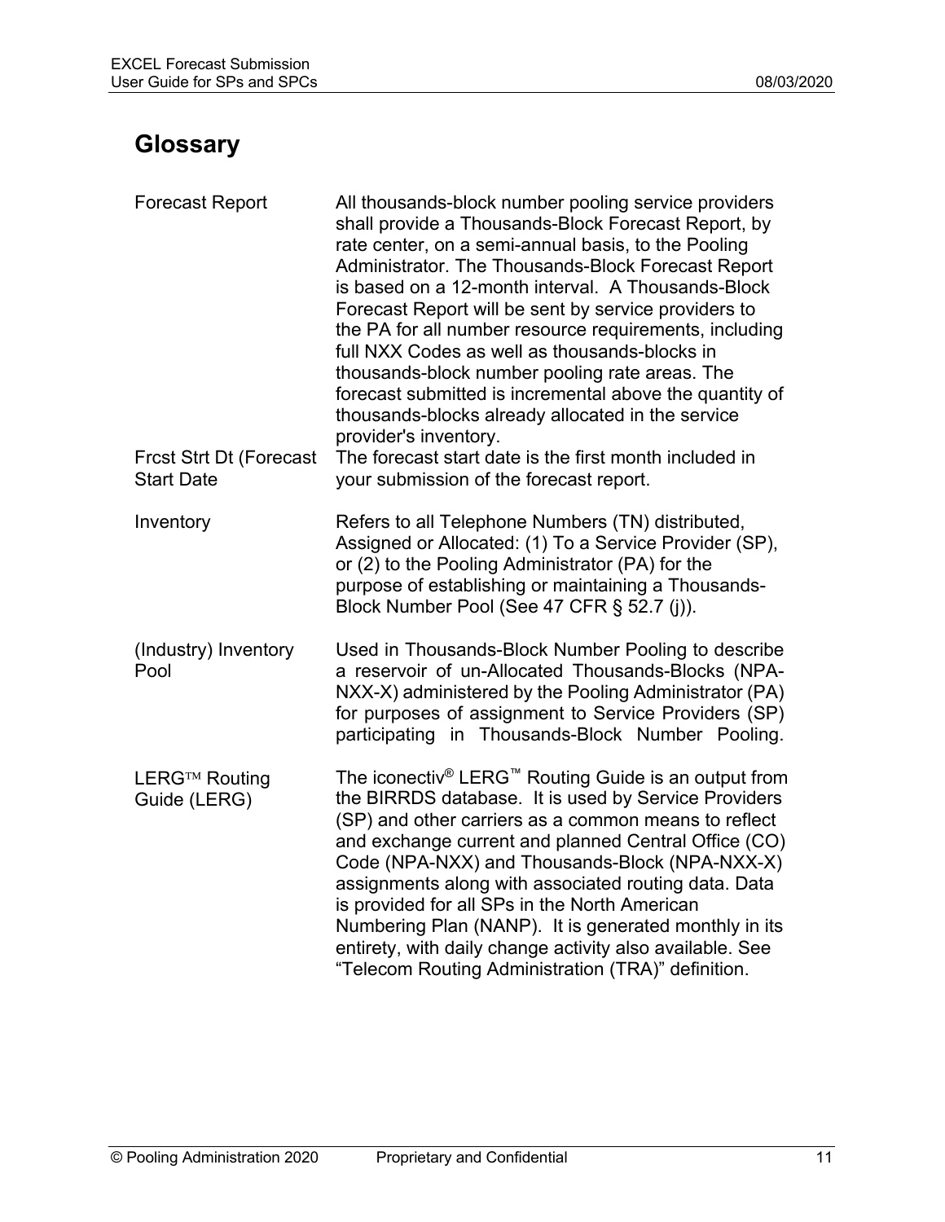## Glossary

| | |
|---|---|
| Forecast Report | All thousands-block number pooling service providers shall provide a Thousands-Block Forecast Report, by rate center, on a semi-annual basis, to the Pooling Administrator. The Thousands-Block Forecast Report is based on a 12-month interval. A Thousands-Block Forecast Report will be sent by service providers to the PA for all number resource requirements, including full NXX Codes as well as thousands-blocks in thousands-block number pooling rate areas. The forecast submitted is incremental above the quantity of thousands-blocks already allocated in the service provider's inventory. |
| Frcst Strt Dt (Forecast Start Date | The forecast start date is the first month included in your submission of the forecast report. |
| Inventory | Refers to all Telephone Numbers (TN) distributed, Assigned or Allocated: (1) To a Service Provider (SP), or (2) to the Pooling Administrator (PA) for the purpose of establishing or maintaining a Thousands-Block Number Pool (See 47 CFR § 52.7 (j)). |
| (Industry) Inventory Pool | Used in Thousands-Block Number Pooling to describe a reservoir of un-Allocated Thousands-Blocks (NPA-NXX-X) administered by the Pooling Administrator (PA) for purposes of assignment to Service Providers (SP) participating in Thousands-Block Number Pooling. |
| LERG™ Routing Guide (LERG) | The iconectiv® LERG™ Routing Guide is an output from the BIRRDS database. It is used by Service Providers (SP) and other carriers as a common means to reflect and exchange current and planned Central Office (CO) Code (NPA-NXX) and Thousands-Block (NPA-NXX-X) assignments along with associated routing data. Data is provided for all SPs in the North American Numbering Plan (NANP). It is generated monthly in its entirety, with daily change activity also available. See "Telecom Routing Administration (TRA)" definition. |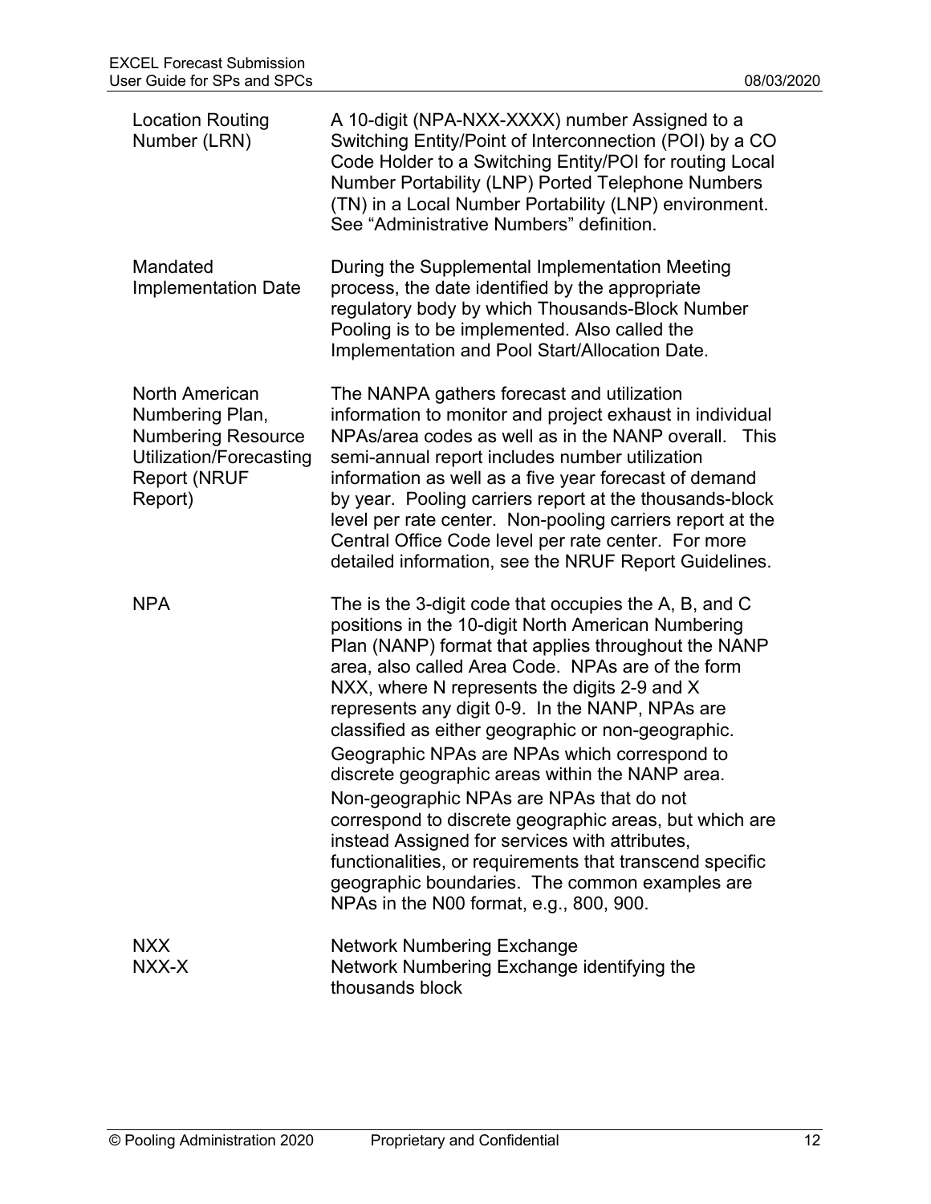| Term | Definition |
|---|---|
| Location Routing Number (LRN) | A 10-digit (NPA-NXX-XXXX) number Assigned to a Switching Entity/Point of Interconnection (POI) by a CO Code Holder to a Switching Entity/POI for routing Local Number Portability (LNP) Ported Telephone Numbers (TN) in a Local Number Portability (LNP) environment. See "Administrative Numbers" definition. |
| Mandated Implementation Date | During the Supplemental Implementation Meeting process, the date identified by the appropriate regulatory body by which Thousands-Block Number Pooling is to be implemented. Also called the Implementation and Pool Start/Allocation Date. |
| North American Numbering Plan, Numbering Resource Utilization/Forecasting Report (NRUF Report) | The NANPA gathers forecast and utilization information to monitor and project exhaust in individual NPAs/area codes as well as in the NANP overall. This semi-annual report includes number utilization information as well as a five year forecast of demand by year. Pooling carriers report at the thousands-block level per rate center. Non-pooling carriers report at the Central Office Code level per rate center. For more detailed information, see the NRUF Report Guidelines. |
| NPA | The is the 3-digit code that occupies the A, B, and C positions in the 10-digit North American Numbering Plan (NANP) format that applies throughout the NANP area, also called Area Code. NPAs are of the form NXX, where N represents the digits 2-9 and X represents any digit 0-9. In the NANP, NPAs are classified as either geographic or non-geographic. Geographic NPAs are NPAs which correspond to discrete geographic areas within the NANP area. Non-geographic NPAs are NPAs that do not correspond to discrete geographic areas, but which are instead Assigned for services with attributes, functionalities, or requirements that transcend specific geographic boundaries. The common examples are NPAs in the N00 format, e.g., 800, 900. |
| NXX | Network Numbering Exchange |
| NXX-X | Network Numbering Exchange identifying the thousands block |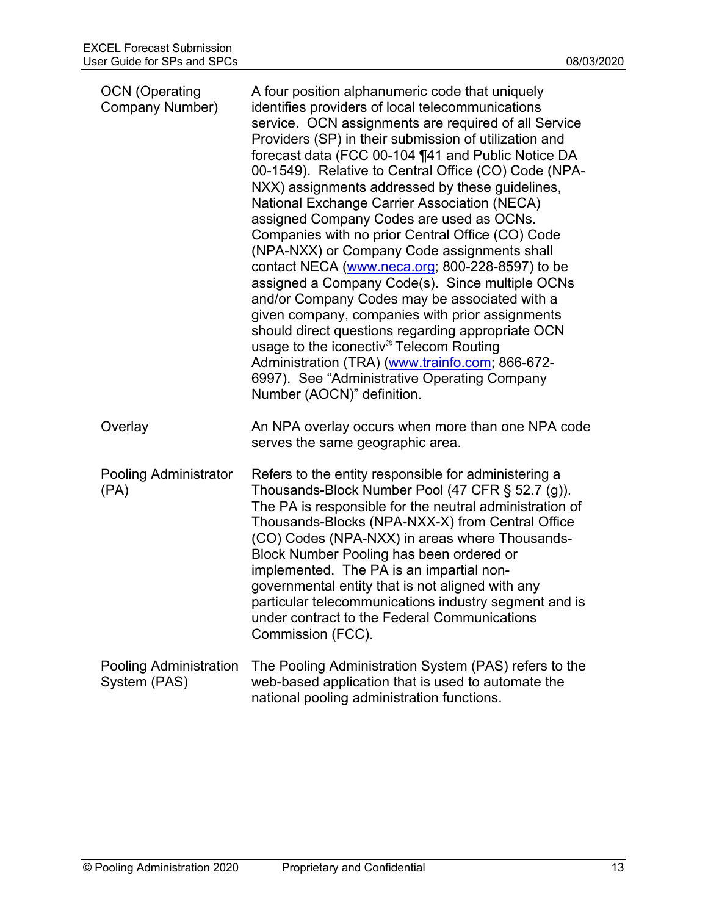| | |
|---|---|
| OCN (Operating Company Number) | A four position alphanumeric code that uniquely identifies providers of local telecommunications service. OCN assignments are required of all Service Providers (SP) in their submission of utilization and forecast data (FCC 00-104 ¶41 and Public Notice DA 00-1549). Relative to Central Office (CO) Code (NPA-NXX) assignments addressed by these guidelines, National Exchange Carrier Association (NECA) assigned Company Codes are used as OCNs. Companies with no prior Central Office (CO) Code (NPA-NXX) or Company Code assignments shall contact NECA ([www.neca.org](http://www.neca.org); 800-228-8597) to be assigned a Company Code(s). Since multiple OCNs and/or Company Codes may be associated with a given company, companies with prior assignments should direct questions regarding appropriate OCN usage to the iconectiv® Telecom Routing Administration (TRA) ([www.trainfo.com](http://www.trainfo.com); 866-672-6997). See "Administrative Operating Company Number (AOCN)" definition. |
| Overlay | An NPA overlay occurs when more than one NPA code serves the same geographic area. |
| Pooling Administrator (PA) | Refers to the entity responsible for administering a Thousands-Block Number Pool (47 CFR § 52.7 (g)). The PA is responsible for the neutral administration of Thousands-Blocks (NPA-NXX-X) from Central Office (CO) Codes (NPA-NXX) in areas where Thousands-Block Number Pooling has been ordered or implemented. The PA is an impartial non-governmental entity that is not aligned with any particular telecommunications industry segment and is under contract to the Federal Communications Commission (FCC). |
| Pooling Administration System (PAS) | The Pooling Administration System (PAS) refers to the web-based application that is used to automate the national pooling administration functions. |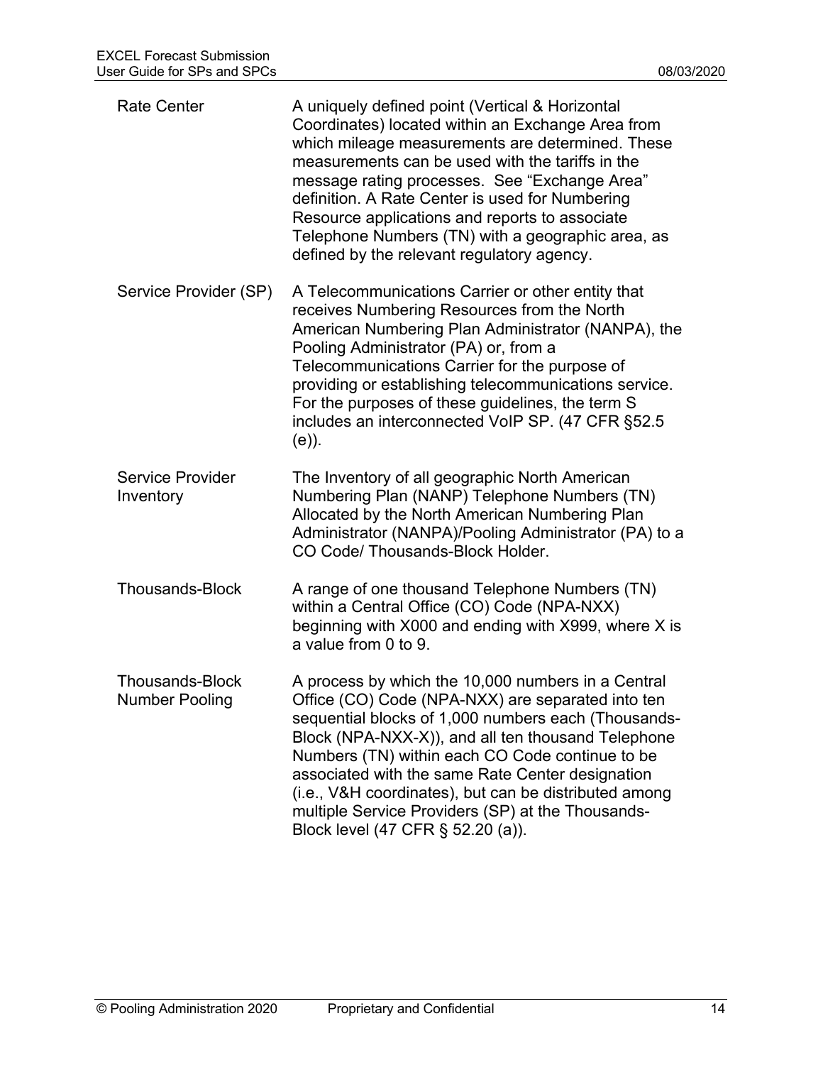| | |
|---|---|
| Rate Center | A uniquely defined point (Vertical & Horizontal Coordinates) located within an Exchange Area from which mileage measurements are determined. These measurements can be used with the tariffs in the message rating processes. See "Exchange Area" definition. A Rate Center is used for Numbering Resource applications and reports to associate Telephone Numbers (TN) with a geographic area, as defined by the relevant regulatory agency. |
| Service Provider (SP) | A Telecommunications Carrier or other entity that receives Numbering Resources from the North American Numbering Plan Administrator (NANPA), the Pooling Administrator (PA) or, from a Telecommunications Carrier for the purpose of providing or establishing telecommunications service. For the purposes of these guidelines, the term S includes an interconnected VoIP SP. (47 CFR §52.5 (e)). |
| Service Provider Inventory | The Inventory of all geographic North American Numbering Plan (NANP) Telephone Numbers (TN) Allocated by the North American Numbering Plan Administrator (NANPA)/Pooling Administrator (PA) to a CO Code/ Thousands-Block Holder. |
| Thousands-Block | A range of one thousand Telephone Numbers (TN) within a Central Office (CO) Code (NPA-NXX) beginning with X000 and ending with X999, where X is a value from 0 to 9. |
| Thousands-Block Number Pooling | A process by which the 10,000 numbers in a Central Office (CO) Code (NPA-NXX) are separated into ten sequential blocks of 1,000 numbers each (Thousands-Block (NPA-NXX-X)), and all ten thousand Telephone Numbers (TN) within each CO Code continue to be associated with the same Rate Center designation (i.e., V&H coordinates), but can be distributed among multiple Service Providers (SP) at the Thousands-Block level (47 CFR § 52.20 (a)). |